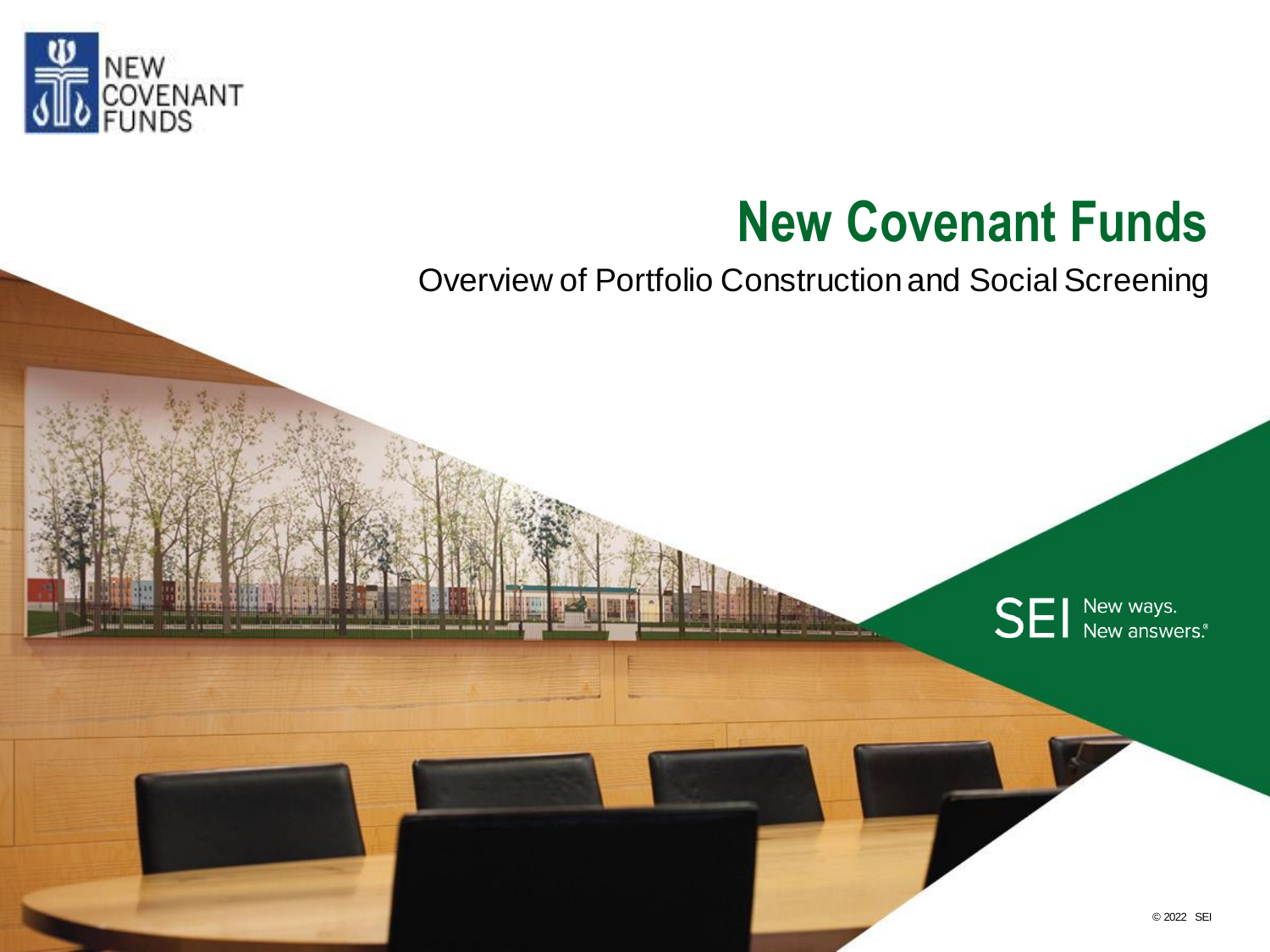NEW COVENANT FUNDS

# New Covenant Funds

Overview of Portfolio Construction and Social Screening

SEI New ways. New answers.®

© 2022 SEI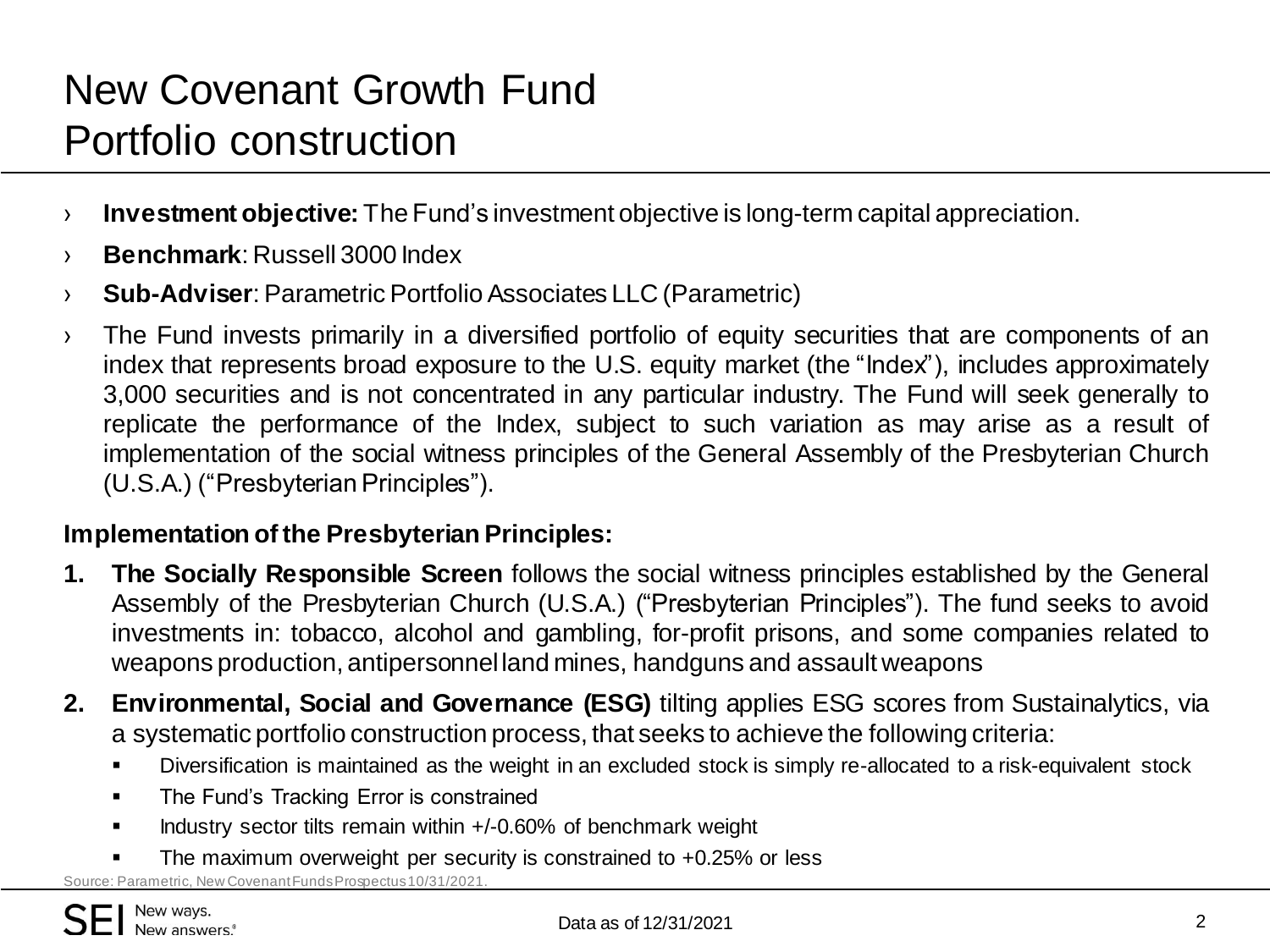# New Covenant Growth Fund
## Portfolio construction

- **Investment objective:** The Fund's investment objective is long-term capital appreciation.
- **Benchmark**: Russell 3000 Index
- **Sub-Adviser**: Parametric Portfolio Associates LLC (Parametric)
- The Fund invests primarily in a diversified portfolio of equity securities that are components of an index that represents broad exposure to the U.S. equity market (the "Index"), includes approximately 3,000 securities and is not concentrated in any particular industry. The Fund will seek generally to replicate the performance of the Index, subject to such variation as may arise as a result of implementation of the social witness principles of the General Assembly of the Presbyterian Church (U.S.A.) ("Presbyterian Principles").

**Implementation of the Presbyterian Principles:**

1. **The Socially Responsible Screen** follows the social witness principles established by the General Assembly of the Presbyterian Church (U.S.A.) ("Presbyterian Principles"). The fund seeks to avoid investments in: tobacco, alcohol and gambling, for-profit prisons, and some companies related to weapons production, antipersonnel land mines, handguns and assault weapons
2. **Environmental, Social and Governance (ESG)** tilting applies ESG scores from Sustainalytics, via a systematic portfolio construction process, that seeks to achieve the following criteria:
   - Diversification is maintained as the weight in an excluded stock is simply re-allocated to a risk-equivalent stock
   - The Fund's Tracking Error is constrained
   - Industry sector tilts remain within +/-0.60% of benchmark weight
   - The maximum overweight per security is constrained to +0.25% or less

Source: Parametric, New Covenant Funds Prospectus 10/31/2021.

Data as of 12/31/2021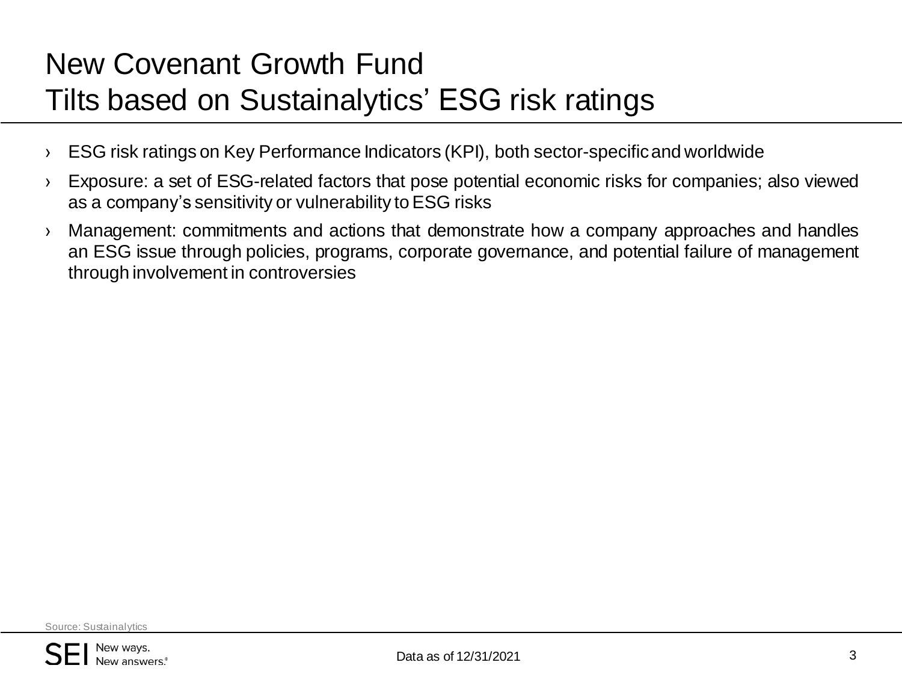# New Covenant Growth Fund
# Tilts based on Sustainalytics' ESG risk ratings

- ESG risk ratings on Key Performance Indicators (KPI), both sector-specific and worldwide
- Exposure: a set of ESG-related factors that pose potential economic risks for companies; also viewed as a company's sensitivity or vulnerability to ESG risks
- Management: commitments and actions that demonstrate how a company approaches and handles an ESG issue through policies, programs, corporate governance, and potential failure of management through involvement in controversies

Source: Sustainalytics

Data as of 12/31/2021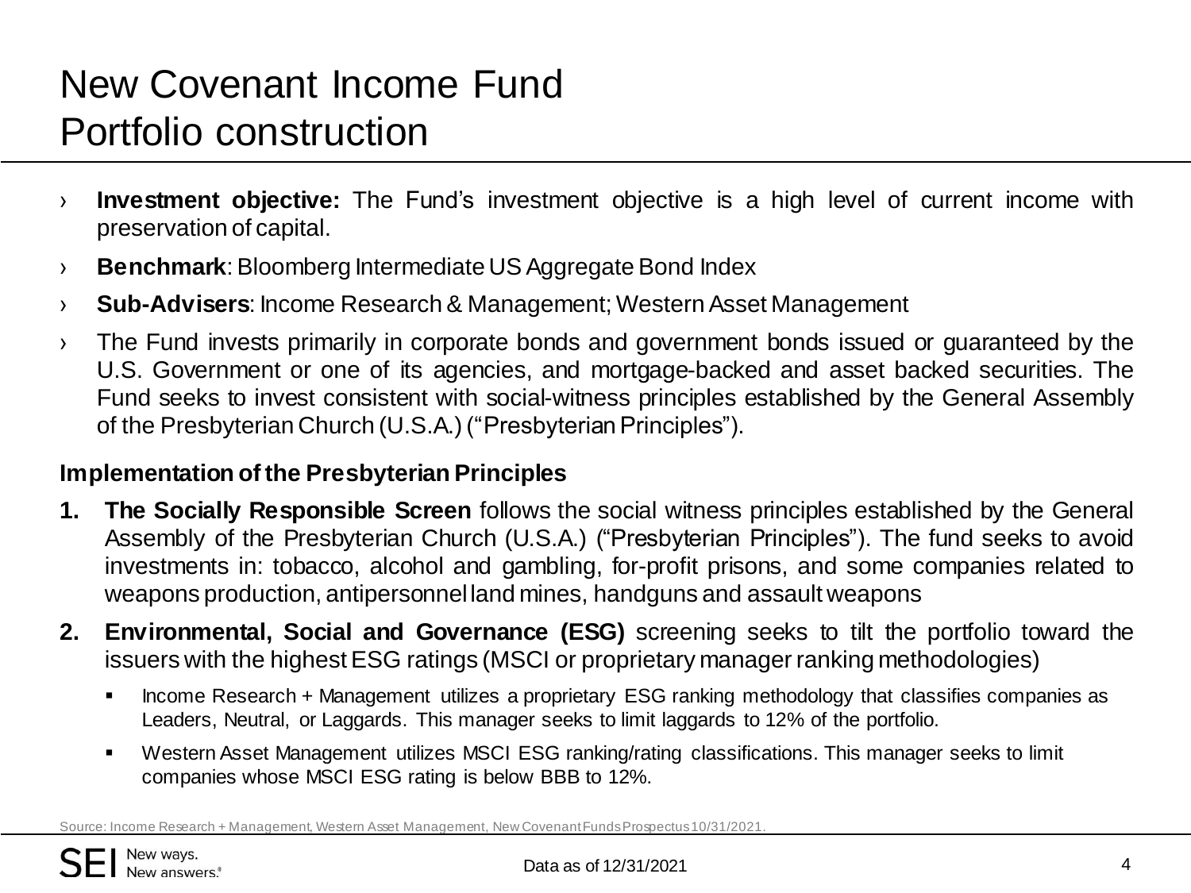# New Covenant Income Fund
## Portfolio construction

- **Investment objective:** The Fund's investment objective is a high level of current income with preservation of capital.
- **Benchmark**: Bloomberg Intermediate US Aggregate Bond Index
- **Sub-Advisers**: Income Research & Management; Western Asset Management
- The Fund invests primarily in corporate bonds and government bonds issued or guaranteed by the U.S. Government or one of its agencies, and mortgage-backed and asset backed securities. The Fund seeks to invest consistent with social-witness principles established by the General Assembly of the Presbyterian Church (U.S.A.) ("Presbyterian Principles").

**Implementation of the Presbyterian Principles**

1. **The Socially Responsible Screen** follows the social witness principles established by the General Assembly of the Presbyterian Church (U.S.A.) ("Presbyterian Principles"). The fund seeks to avoid investments in: tobacco, alcohol and gambling, for-profit prisons, and some companies related to weapons production, antipersonnel land mines, handguns and assault weapons
2. **Environmental, Social and Governance (ESG)** screening seeks to tilt the portfolio toward the issuers with the highest ESG ratings (MSCI or proprietary manager ranking methodologies)
   - Income Research + Management utilizes a proprietary ESG ranking methodology that classifies companies as Leaders, Neutral, or Laggards. This manager seeks to limit laggards to 12% of the portfolio.
   - Western Asset Management utilizes MSCI ESG ranking/rating classifications. This manager seeks to limit companies whose MSCI ESG rating is below BBB to 12%.

Source: Income Research + Management, Western Asset Management, New Covenant Funds Prospectus 10/31/2021.

Data as of 12/31/2021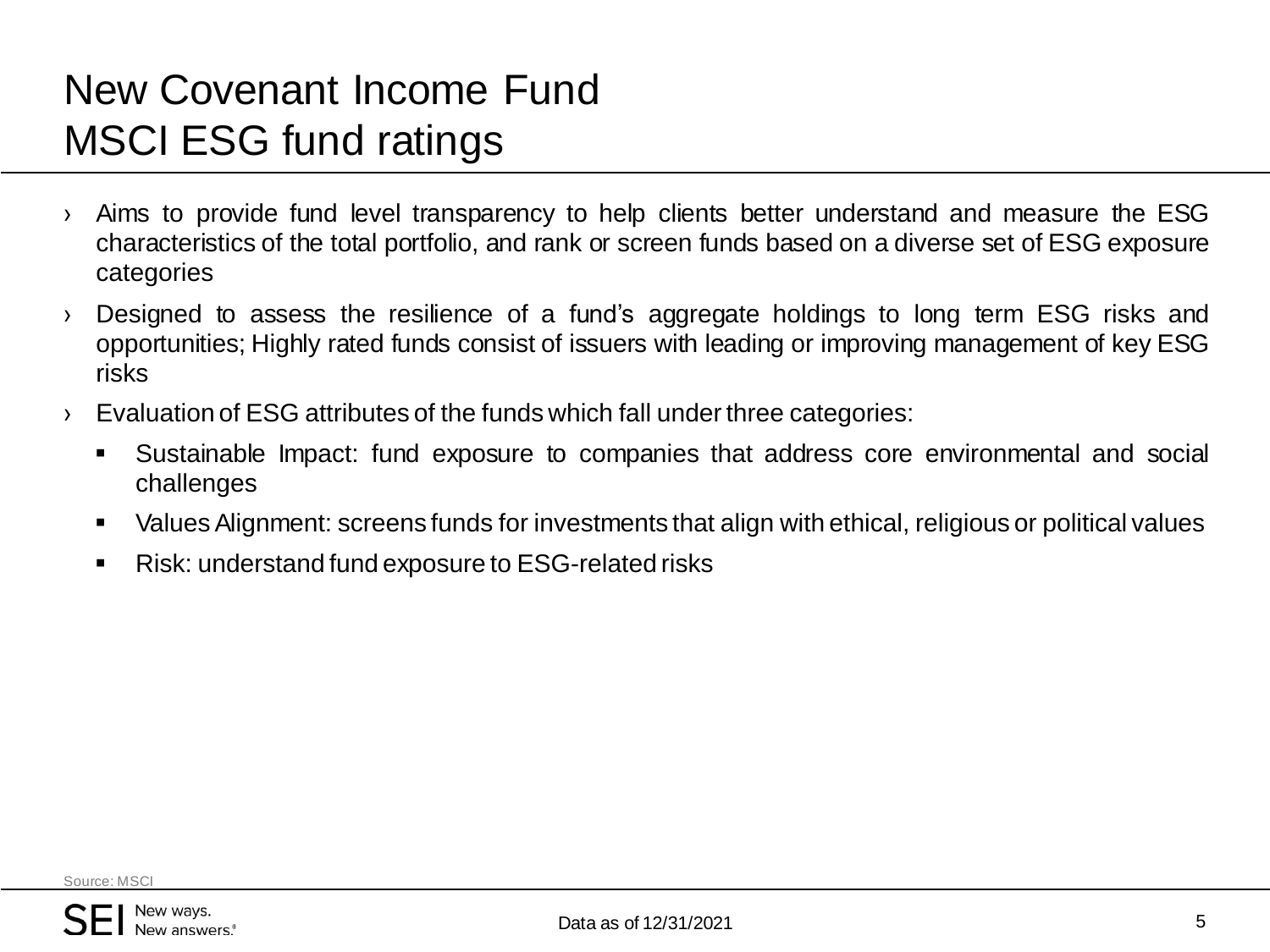# New Covenant Income Fund
# MSCI ESG fund ratings

- Aims to provide fund level transparency to help clients better understand and measure the ESG characteristics of the total portfolio, and rank or screen funds based on a diverse set of ESG exposure categories
- Designed to assess the resilience of a fund's aggregate holdings to long term ESG risks and opportunities; Highly rated funds consist of issuers with leading or improving management of key ESG risks
- Evaluation of ESG attributes of the funds which fall under three categories:
  - Sustainable Impact: fund exposure to companies that address core environmental and social challenges
  - Values Alignment: screens funds for investments that align with ethical, religious or political values
  - Risk: understand fund exposure to ESG-related risks

Source: MSCI

Data as of 12/31/2021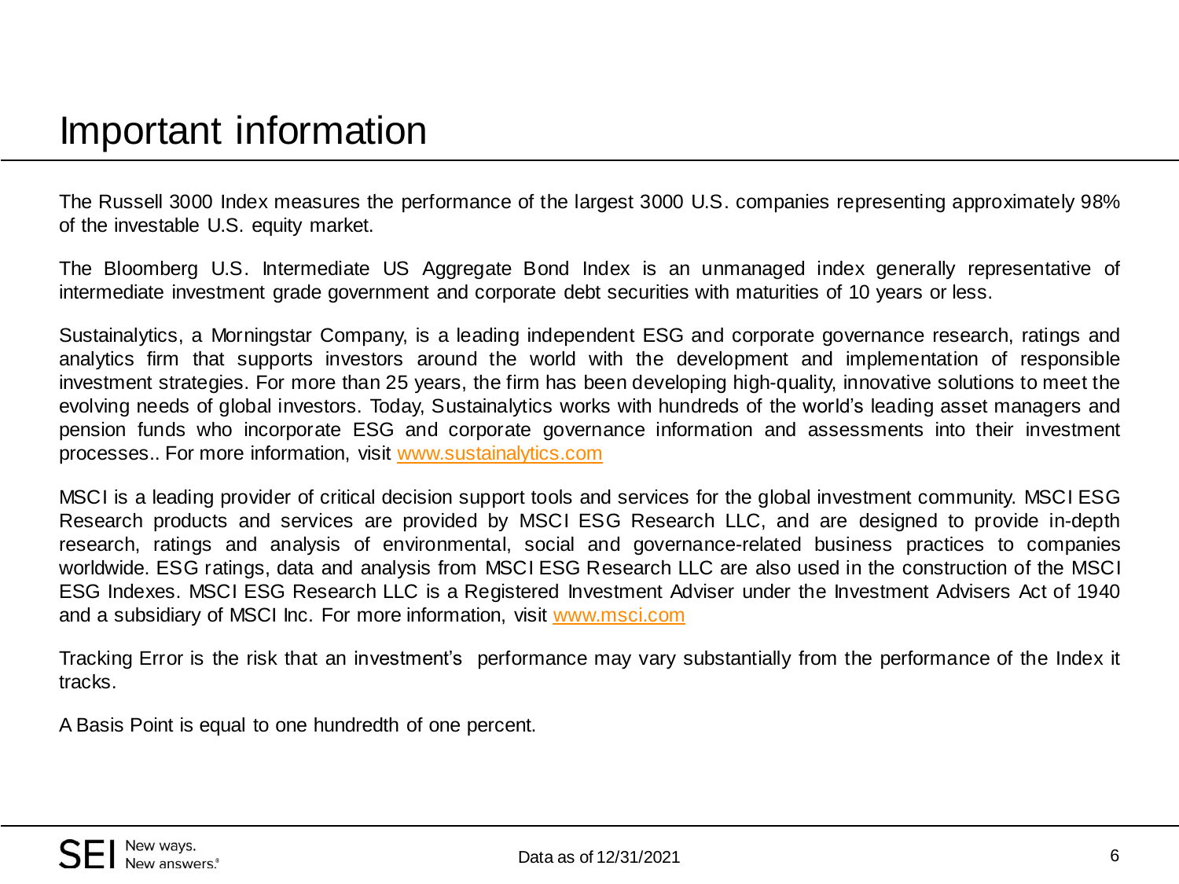# Important information

The Russell 3000 Index measures the performance of the largest 3000 U.S. companies representing approximately 98% of the investable U.S. equity market.

The Bloomberg U.S. Intermediate US Aggregate Bond Index is an unmanaged index generally representative of intermediate investment grade government and corporate debt securities with maturities of 10 years or less.

Sustainalytics, a Morningstar Company, is a leading independent ESG and corporate governance research, ratings and analytics firm that supports investors around the world with the development and implementation of responsible investment strategies. For more than 25 years, the firm has been developing high-quality, innovative solutions to meet the evolving needs of global investors. Today, Sustainalytics works with hundreds of the world's leading asset managers and pension funds who incorporate ESG and corporate governance information and assessments into their investment processes.. For more information, visit www.sustainalytics.com

MSCI is a leading provider of critical decision support tools and services for the global investment community. MSCI ESG Research products and services are provided by MSCI ESG Research LLC, and are designed to provide in-depth research, ratings and analysis of environmental, social and governance-related business practices to companies worldwide. ESG ratings, data and analysis from MSCI ESG Research LLC are also used in the construction of the MSCI ESG Indexes. MSCI ESG Research LLC is a Registered Investment Adviser under the Investment Advisers Act of 1940 and a subsidiary of MSCI Inc. For more information, visit www.msci.com

Tracking Error is the risk that an investment's performance may vary substantially from the performance of the Index it tracks.

A Basis Point is equal to one hundredth of one percent.

Data as of 12/31/2021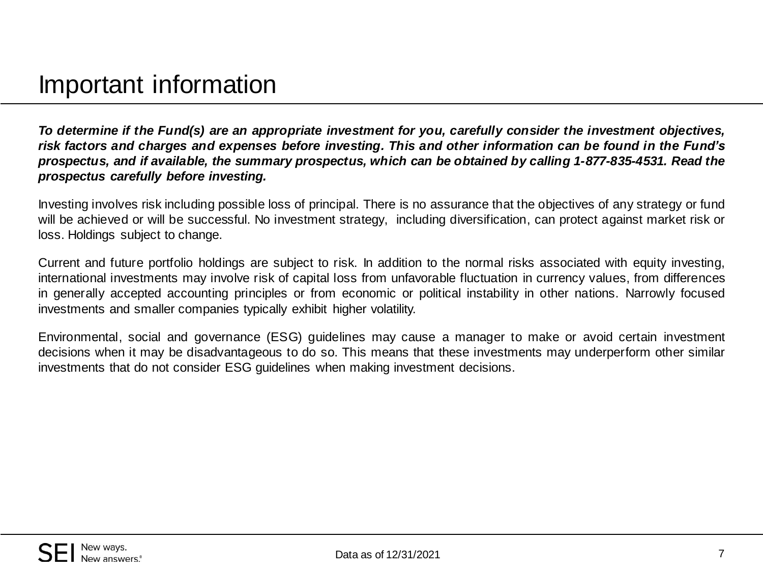# Important information

***To determine if the Fund(s) are an appropriate investment for you, carefully consider the investment objectives, risk factors and charges and expenses before investing. This and other information can be found in the Fund's prospectus, and if available, the summary prospectus, which can be obtained by calling 1-877-835-4531. Read the prospectus carefully before investing.***

Investing involves risk including possible loss of principal. There is no assurance that the objectives of any strategy or fund will be achieved or will be successful. No investment strategy, including diversification, can protect against market risk or loss. Holdings subject to change.

Current and future portfolio holdings are subject to risk. In addition to the normal risks associated with equity investing, international investments may involve risk of capital loss from unfavorable fluctuation in currency values, from differences in generally accepted accounting principles or from economic or political instability in other nations. Narrowly focused investments and smaller companies typically exhibit higher volatility.

Environmental, social and governance (ESG) guidelines may cause a manager to make or avoid certain investment decisions when it may be disadvantageous to do so. This means that these investments may underperform other similar investments that do not consider ESG guidelines when making investment decisions.

SEI New ways. New answers.®

Data as of 12/31/2021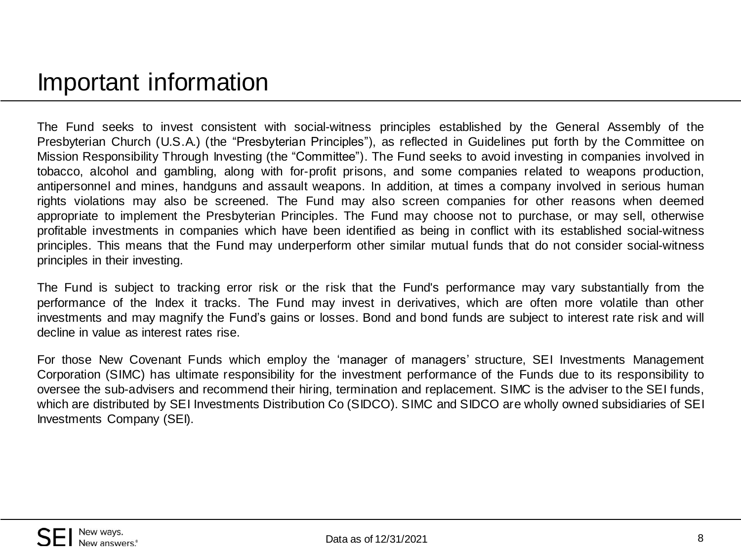# Important information

The Fund seeks to invest consistent with social-witness principles established by the General Assembly of the Presbyterian Church (U.S.A.) (the "Presbyterian Principles"), as reflected in Guidelines put forth by the Committee on Mission Responsibility Through Investing (the "Committee"). The Fund seeks to avoid investing in companies involved in tobacco, alcohol and gambling, along with for-profit prisons, and some companies related to weapons production, antipersonnel and mines, handguns and assault weapons. In addition, at times a company involved in serious human rights violations may also be screened. The Fund may also screen companies for other reasons when deemed appropriate to implement the Presbyterian Principles. The Fund may choose not to purchase, or may sell, otherwise profitable investments in companies which have been identified as being in conflict with its established social-witness principles. This means that the Fund may underperform other similar mutual funds that do not consider social-witness principles in their investing.

The Fund is subject to tracking error risk or the risk that the Fund's performance may vary substantially from the performance of the Index it tracks. The Fund may invest in derivatives, which are often more volatile than other investments and may magnify the Fund's gains or losses. Bond and bond funds are subject to interest rate risk and will decline in value as interest rates rise.

For those New Covenant Funds which employ the 'manager of managers' structure, SEI Investments Management Corporation (SIMC) has ultimate responsibility for the investment performance of the Funds due to its responsibility to oversee the sub-advisers and recommend their hiring, termination and replacement. SIMC is the adviser to the SEI funds, which are distributed by SEI Investments Distribution Co (SIDCO). SIMC and SIDCO are wholly owned subsidiaries of SEI Investments Company (SEI).

Data as of 12/31/2021